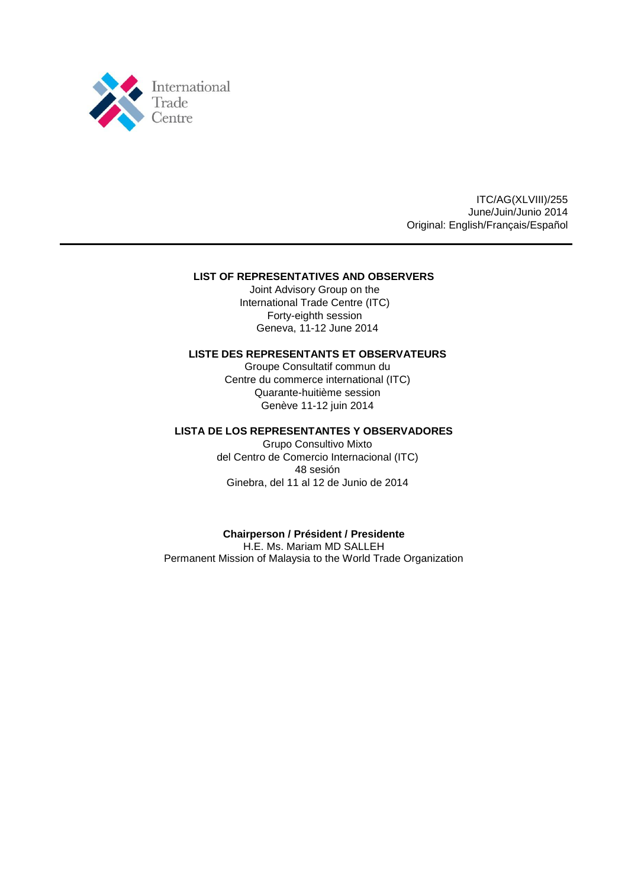International Trade Centre

ITC/AG(XLVIII)/255
June/Juin/Junio 2014
Original: English/Français/Español

---

**LIST OF REPRESENTATIVES AND OBSERVERS**
Joint Advisory Group on the
International Trade Centre (ITC)
Forty-eighth session
Geneva, 11-12 June 2014

**LISTE DES REPRESENTANTS ET OBSERVATEURS**
Groupe Consultatif commun du
Centre du commerce international (ITC)
Quarante-huitième session
Genève 11-12 juin 2014

**LISTA DE LOS REPRESENTANTES Y OBSERVADORES**
Grupo Consultivo Mixto
del Centro de Comercio Internacional (ITC)
48 sesión
Ginebra, del 11 al 12 de Junio de 2014

**Chairperson / Président / Presidente**
H.E. Ms. Mariam MD SALLEH
Permanent Mission of Malaysia to the World Trade Organization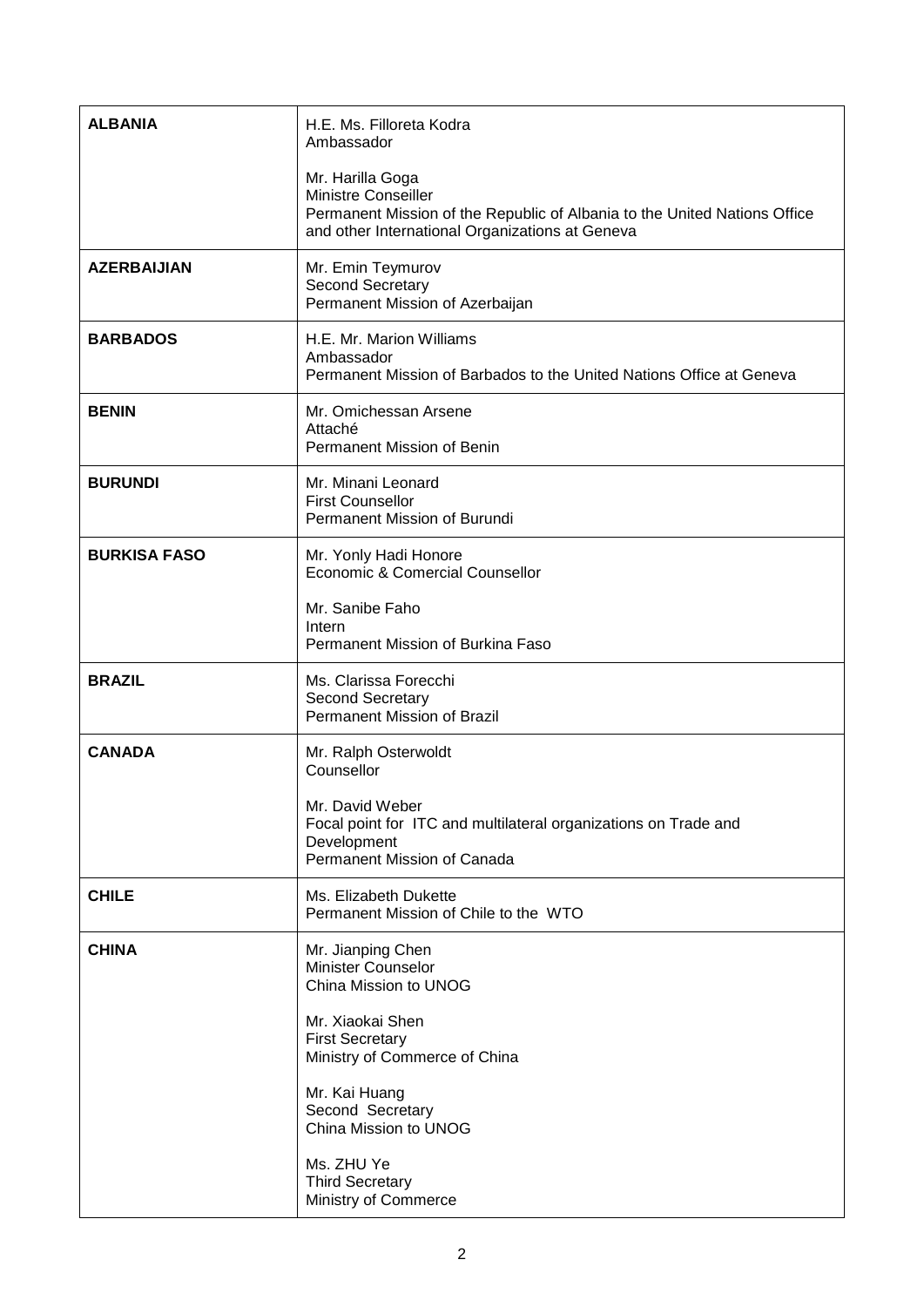| | |
|---|---|
| **ALBANIA** | H.E. Ms. Filloreta Kodra<br>Ambassador<br><br>Mr. Harilla Goga<br>Ministre Conseiller<br>Permanent Mission of the Republic of Albania to the United Nations Office and other International Organizations at Geneva |
| **AZERBAIJIAN** | Mr. Emin Teymurov<br>Second Secretary<br>Permanent Mission of Azerbaijan |
| **BARBADOS** | H.E. Mr. Marion Williams<br>Ambassador<br>Permanent Mission of Barbados to the United Nations Office at Geneva |
| **BENIN** | Mr. Omichessan Arsene<br>Attaché<br>Permanent Mission of Benin |
| **BURUNDI** | Mr. Minani Leonard<br>First Counsellor<br>Permanent Mission of Burundi |
| **BURKISA FASO** | Mr. Yonly Hadi Honore<br>Economic & Comercial Counsellor<br><br>Mr. Sanibe Faho<br>Intern<br>Permanent Mission of Burkina Faso |
| **BRAZIL** | Ms. Clarissa Forecchi<br>Second Secretary<br>Permanent Mission of Brazil |
| **CANADA** | Mr. Ralph Osterwoldt<br>Counsellor<br><br>Mr. David Weber<br>Focal point for ITC and multilateral organizations on Trade and Development<br>Permanent Mission of Canada |
| **CHILE** | Ms. Elizabeth Dukette<br>Permanent Mission of Chile to the WTO |
| **CHINA** | Mr. Jianping Chen<br>Minister Counselor<br>China Mission to UNOG<br><br>Mr. Xiaokai Shen<br>First Secretary<br>Ministry of Commerce of China<br><br>Mr. Kai Huang<br>Second Secretary<br>China Mission to UNOG<br><br>Ms. ZHU Ye<br>Third Secretary<br>Ministry of Commerce |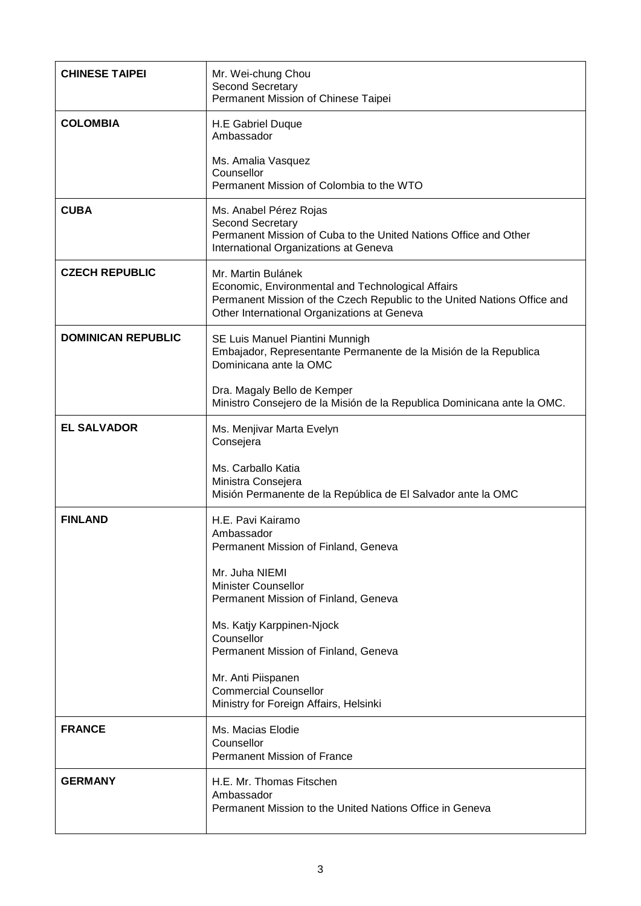| | |
|---|---|
| **CHINESE TAIPEI** | Mr. Wei-chung Chou<br>Second Secretary<br>Permanent Mission of Chinese Taipei |
| **COLOMBIA** | H.E Gabriel Duque<br>Ambassador<br><br>Ms. Amalia Vasquez<br>Counsellor<br>Permanent Mission of Colombia to the WTO |
| **CUBA** | Ms. Anabel Pérez Rojas<br>Second Secretary<br>Permanent Mission of Cuba to the United Nations Office and Other International Organizations at Geneva |
| **CZECH REPUBLIC** | Mr. Martin Bulánek<br>Economic, Environmental and Technological Affairs<br>Permanent Mission of the Czech Republic to the United Nations Office and Other International Organizations at Geneva |
| **DOMINICAN REPUBLIC** | SE Luis Manuel Piantini Munnigh<br>Embajador, Representante Permanente de la Misión de la Republica Dominicana ante la OMC<br><br>Dra. Magaly Bello de Kemper<br>Ministro Consejero de la Misión de la Republica Dominicana ante la OMC. |
| **EL SALVADOR** | Ms. Menjivar Marta Evelyn<br>Consejera<br><br>Ms. Carballo Katia<br>Ministra Consejera<br>Misión Permanente de la República de El Salvador ante la OMC |
| **FINLAND** | H.E. Pavi Kairamo<br>Ambassador<br>Permanent Mission of Finland, Geneva<br><br>Mr. Juha NIEMI<br>Minister Counsellor<br>Permanent Mission of Finland, Geneva<br><br>Ms. Katjy Karppinen-Njock<br>Counsellor<br>Permanent Mission of Finland, Geneva<br><br>Mr. Anti Piispanen<br>Commercial Counsellor<br>Ministry for Foreign Affairs, Helsinki |
| **FRANCE** | Ms. Macias Elodie<br>Counsellor<br>Permanent Mission of France |
| **GERMANY** | H.E. Mr. Thomas Fitschen<br>Ambassador<br>Permanent Mission to the United Nations Office in Geneva |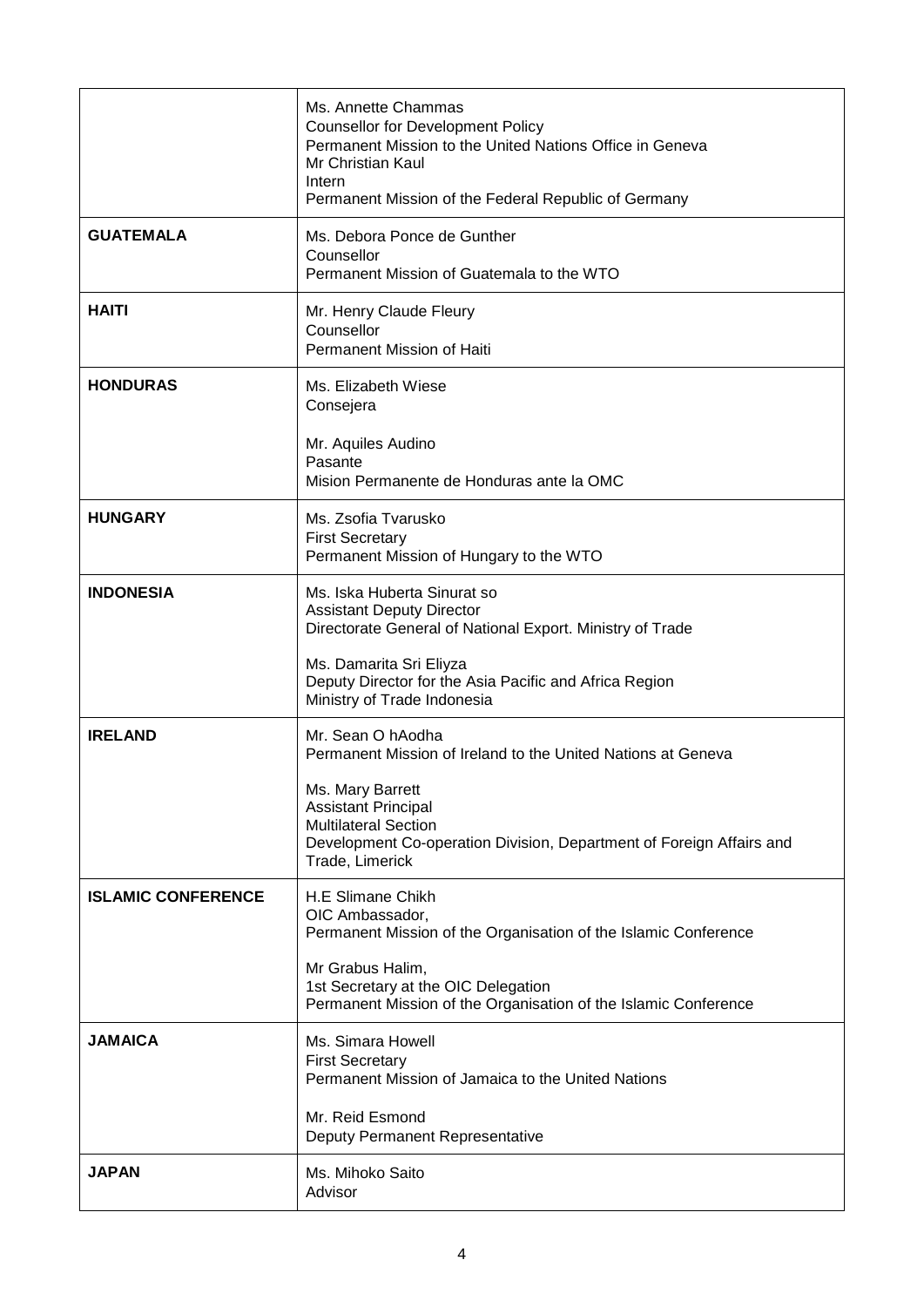| | |
|---|---|
| | Ms. Annette Chammas<br>Counsellor for Development Policy<br>Permanent Mission to the United Nations Office in Geneva<br>Mr Christian Kaul<br>Intern<br>Permanent Mission of the Federal Republic of Germany |
| **GUATEMALA** | Ms. Debora Ponce de Gunther<br>Counsellor<br>Permanent Mission of Guatemala to the WTO |
| **HAITI** | Mr. Henry Claude Fleury<br>Counsellor<br>Permanent Mission of Haiti |
| **HONDURAS** | Ms. Elizabeth Wiese<br>Consejera<br><br>Mr. Aquiles Audino<br>Pasante<br>Mision Permanente de Honduras ante la OMC |
| **HUNGARY** | Ms. Zsofia Tvarusko<br>First Secretary<br>Permanent Mission of Hungary to the WTO |
| **INDONESIA** | Ms. Iska Huberta Sinurat so<br>Assistant Deputy Director<br>Directorate General of National Export. Ministry of Trade<br><br>Ms. Damarita Sri Eliyza<br>Deputy Director for the Asia Pacific and Africa Region<br>Ministry of Trade Indonesia |
| **IRELAND** | Mr. Sean O hAodha<br>Permanent Mission of Ireland to the United Nations at Geneva<br><br>Ms. Mary Barrett<br>Assistant Principal<br>Multilateral Section<br>Development Co-operation Division, Department of Foreign Affairs and Trade, Limerick |
| **ISLAMIC CONFERENCE** | H.E Slimane Chikh<br>OIC Ambassador,<br>Permanent Mission of the Organisation of the Islamic Conference<br><br>Mr Grabus Halim,<br>1st Secretary at the OIC Delegation<br>Permanent Mission of the Organisation of the Islamic Conference |
| **JAMAICA** | Ms. Simara Howell<br>First Secretary<br>Permanent Mission of Jamaica to the United Nations<br><br>Mr. Reid Esmond<br>Deputy Permanent Representative |
| **JAPAN** | Ms. Mihoko Saito<br>Advisor |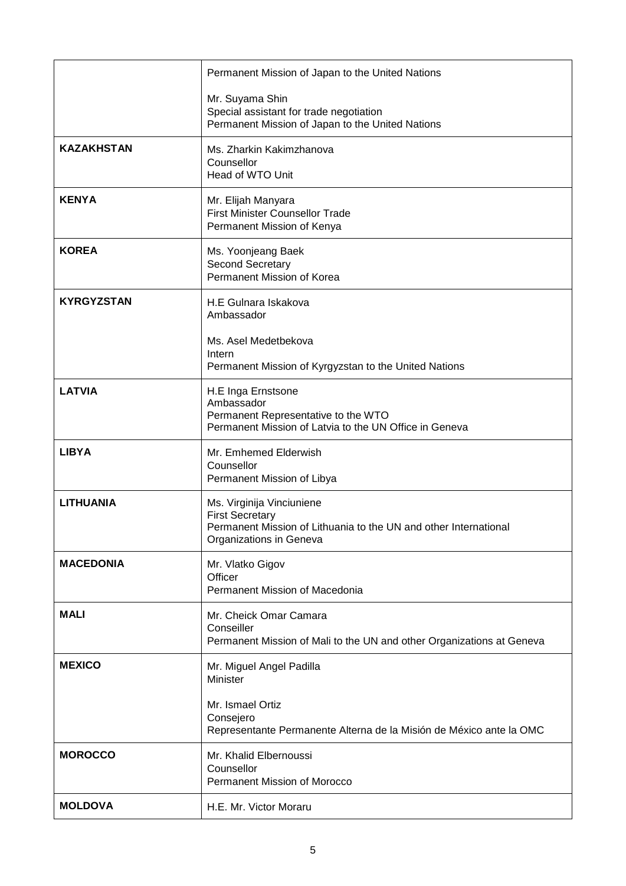| | |
|---|---|
| | Permanent Mission of Japan to the United Nations<br><br>Mr. Suyama Shin<br>Special assistant for trade negotiation<br>Permanent Mission of Japan to the United Nations |
| **KAZAKHSTAN** | Ms. Zharkin Kakimzhanova<br>Counsellor<br>Head of WTO Unit |
| **KENYA** | Mr. Elijah Manyara<br>First Minister Counsellor Trade<br>Permanent Mission of Kenya |
| **KOREA** | Ms. Yoonjeang Baek<br>Second Secretary<br>Permanent Mission of Korea |
| **KYRGYZSTAN** | H.E Gulnara Iskakova<br>Ambassador<br><br>Ms. Asel Medetbekova<br>Intern<br>Permanent Mission of Kyrgyzstan to the United Nations |
| **LATVIA** | H.E Inga Ernstsone<br>Ambassador<br>Permanent Representative to the WTO<br>Permanent Mission of Latvia to the UN Office in Geneva |
| **LIBYA** | Mr. Emhemed Elderwish<br>Counsellor<br>Permanent Mission of Libya |
| **LITHUANIA** | Ms. Virginija Vinciuniene<br>First Secretary<br>Permanent Mission of Lithuania to the UN and other International Organizations in Geneva |
| **MACEDONIA** | Mr. Vlatko Gigov<br>Officer<br>Permanent Mission of Macedonia |
| **MALI** | Mr. Cheick Omar Camara<br>Conseiller<br>Permanent Mission of Mali to the UN and other Organizations at Geneva |
| **MEXICO** | Mr. Miguel Angel Padilla<br>Minister<br><br>Mr. Ismael Ortiz<br>Consejero<br>Representante Permanente Alterna de la Misión de México ante la OMC |
| **MOROCCO** | Mr. Khalid Elbernoussi<br>Counsellor<br>Permanent Mission of Morocco |
| **MOLDOVA** | H.E. Mr. Victor Moraru |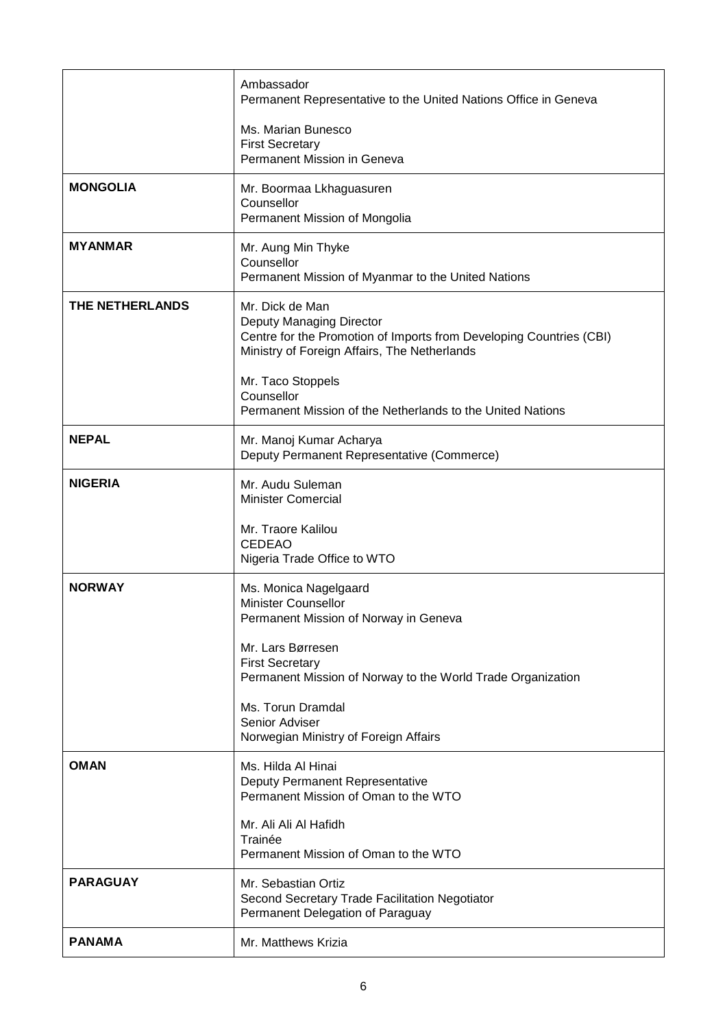| | |
|---|---|
| | Ambassador<br>Permanent Representative to the United Nations Office in Geneva<br><br>Ms. Marian Bunesco<br>First Secretary<br>Permanent Mission in Geneva |
| **MONGOLIA** | Mr. Boormaa Lkhaguasuren<br>Counsellor<br>Permanent Mission of Mongolia |
| **MYANMAR** | Mr. Aung Min Thyke<br>Counsellor<br>Permanent Mission of Myanmar to the United Nations |
| **THE NETHERLANDS** | Mr. Dick de Man<br>Deputy Managing Director<br>Centre for the Promotion of Imports from Developing Countries (CBI)<br>Ministry of Foreign Affairs, The Netherlands<br><br>Mr. Taco Stoppels<br>Counsellor<br>Permanent Mission of the Netherlands to the United Nations |
| **NEPAL** | Mr. Manoj Kumar Acharya<br>Deputy Permanent Representative (Commerce) |
| **NIGERIA** | Mr. Audu Suleman<br>Minister Comercial<br><br>Mr. Traore Kalilou<br>CEDEAO<br>Nigeria Trade Office to WTO |
| **NORWAY** | Ms. Monica Nagelgaard<br>Minister Counsellor<br>Permanent Mission of Norway in Geneva<br><br>Mr. Lars Børresen<br>First Secretary<br>Permanent Mission of Norway to the World Trade Organization<br><br>Ms. Torun Dramdal<br>Senior Adviser<br>Norwegian Ministry of Foreign Affairs |
| **OMAN** | Ms. Hilda Al Hinai<br>Deputy Permanent Representative<br>Permanent Mission of Oman to the WTO<br><br>Mr. Ali Ali Al Hafidh<br>Trainée<br>Permanent Mission of Oman to the WTO |
| **PARAGUAY** | Mr. Sebastian Ortiz<br>Second Secretary Trade Facilitation Negotiator<br>Permanent Delegation of Paraguay |
| **PANAMA** | Mr. Matthews Krizia |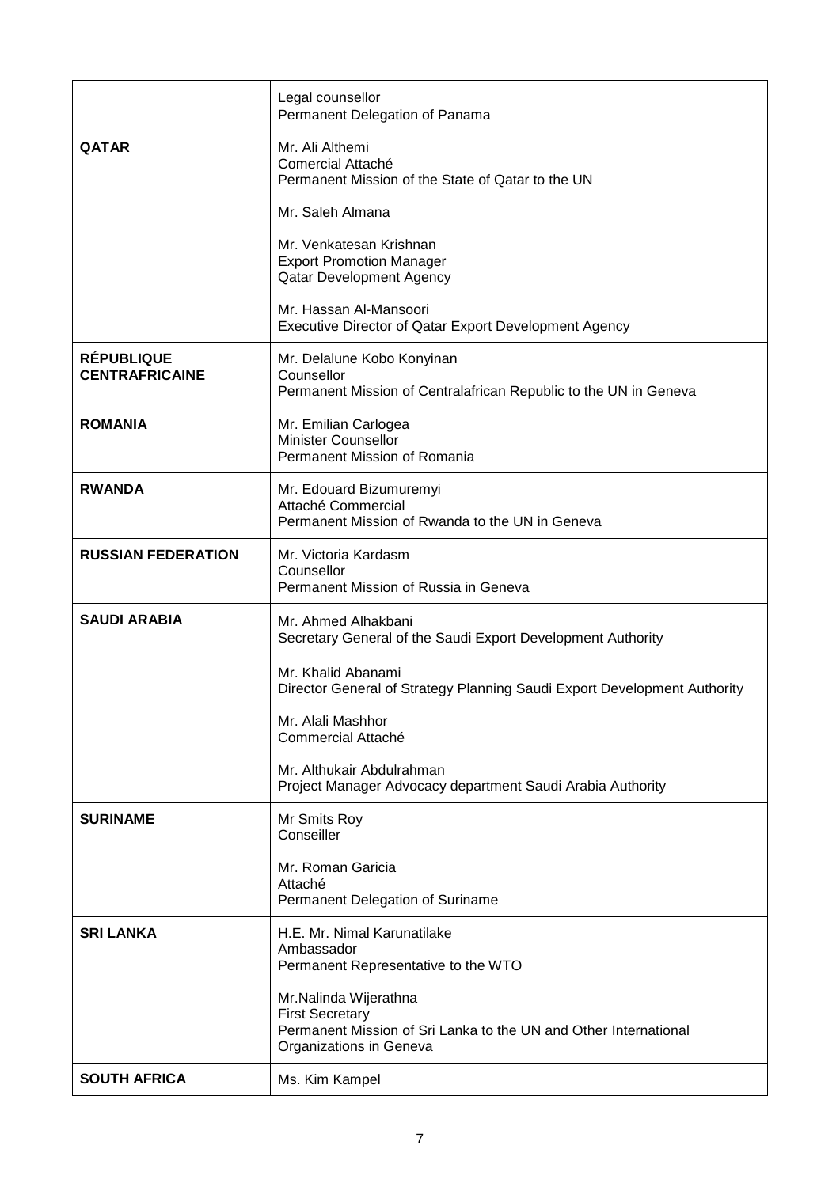| | |
|---|---|
| | Legal counsellor<br>Permanent Delegation of Panama |
| **QATAR** | Mr. Ali Althemi<br>Comercial Attaché<br>Permanent Mission of the State of Qatar to the UN<br><br>Mr. Saleh Almana<br><br>Mr. Venkatesan Krishnan<br>Export Promotion Manager<br>Qatar Development Agency<br><br>Mr. Hassan Al-Mansoori<br>Executive Director of Qatar Export Development Agency |
| **RÉPUBLIQUE CENTRAFRICAINE** | Mr. Delalune Kobo Konyinan<br>Counsellor<br>Permanent Mission of Centralafrican Republic to the UN in Geneva |
| **ROMANIA** | Mr. Emilian Carlogea<br>Minister Counsellor<br>Permanent Mission of Romania |
| **RWANDA** | Mr. Edouard Bizumuremyi<br>Attaché Commercial<br>Permanent Mission of Rwanda to the UN in Geneva |
| **RUSSIAN FEDERATION** | Mr. Victoria Kardasm<br>Counsellor<br>Permanent Mission of Russia in Geneva |
| **SAUDI ARABIA** | Mr. Ahmed Alhakbani<br>Secretary General of the Saudi Export Development Authority<br><br>Mr. Khalid Abanami<br>Director General of Strategy Planning Saudi Export Development Authority<br><br>Mr. Alali Mashhor<br>Commercial Attaché<br><br>Mr. Althukair Abdulrahman<br>Project Manager Advocacy department Saudi Arabia Authority |
| **SURINAME** | Mr Smits Roy<br>Conseiller<br><br>Mr. Roman Garicia<br>Attaché<br>Permanent Delegation of Suriname |
| **SRI LANKA** | H.E. Mr. Nimal Karunatilake<br>Ambassador<br>Permanent Representative to the WTO<br><br>Mr.Nalinda Wijerathna<br>First Secretary<br>Permanent Mission of Sri Lanka to the UN and Other International Organizations in Geneva |
| **SOUTH AFRICA** | Ms. Kim Kampel |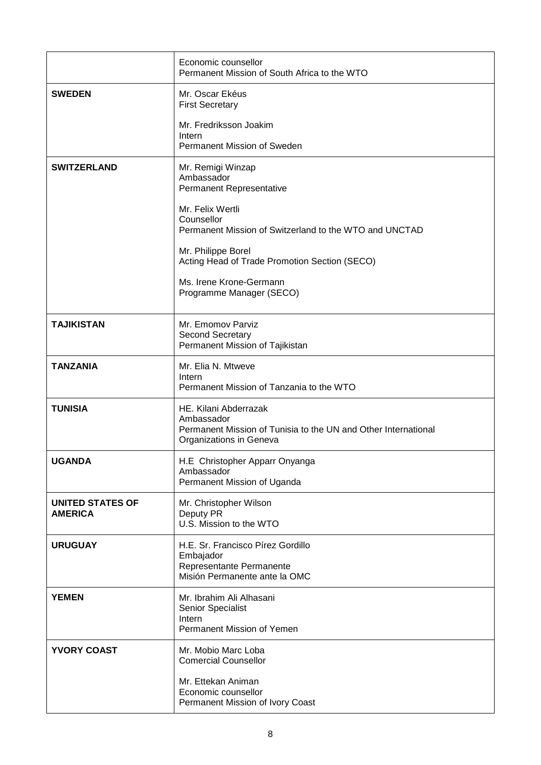| | |
|---|---|
| | Economic counsellor<br>Permanent Mission of South Africa to the WTO |
| **SWEDEN** | Mr. Oscar Ekéus<br>First Secretary<br><br>Mr. Fredriksson Joakim<br>Intern<br>Permanent Mission of Sweden |
| **SWITZERLAND** | Mr. Remigi Winzap<br>Ambassador<br>Permanent Representative<br><br>Mr. Felix Wertli<br>Counsellor<br>Permanent Mission of Switzerland to the WTO and UNCTAD<br><br>Mr. Philippe Borel<br>Acting Head of Trade Promotion Section (SECO)<br><br>Ms. Irene Krone-Germann<br>Programme Manager (SECO) |
| **TAJIKISTAN** | Mr. Emomov Parviz<br>Second Secretary<br>Permanent Mission of Tajikistan |
| **TANZANIA** | Mr. Elia N. Mtweve<br>Intern<br>Permanent Mission of Tanzania to the WTO |
| **TUNISIA** | HE. Kilani Abderrazak<br>Ambassador<br>Permanent Mission of Tunisia to the UN and Other International Organizations in Geneva |
| **UGANDA** | H.E Christopher Apparr Onyanga<br>Ambassador<br>Permanent Mission of Uganda |
| **UNITED STATES OF AMERICA** | Mr. Christopher Wilson<br>Deputy PR<br>U.S. Mission to the WTO |
| **URUGUAY** | H.E. Sr. Francisco Pírez Gordillo<br>Embajador<br>Representante Permanente<br>Misión Permanente ante la OMC |
| **YEMEN** | Mr. Ibrahim Ali Alhasani<br>Senior Specialist<br>Intern<br>Permanent Mission of Yemen |
| **YVORY COAST** | Mr. Mobio Marc Loba<br>Comercial Counsellor<br><br>Mr. Ettekan Animan<br>Economic counsellor<br>Permanent Mission of Ivory Coast |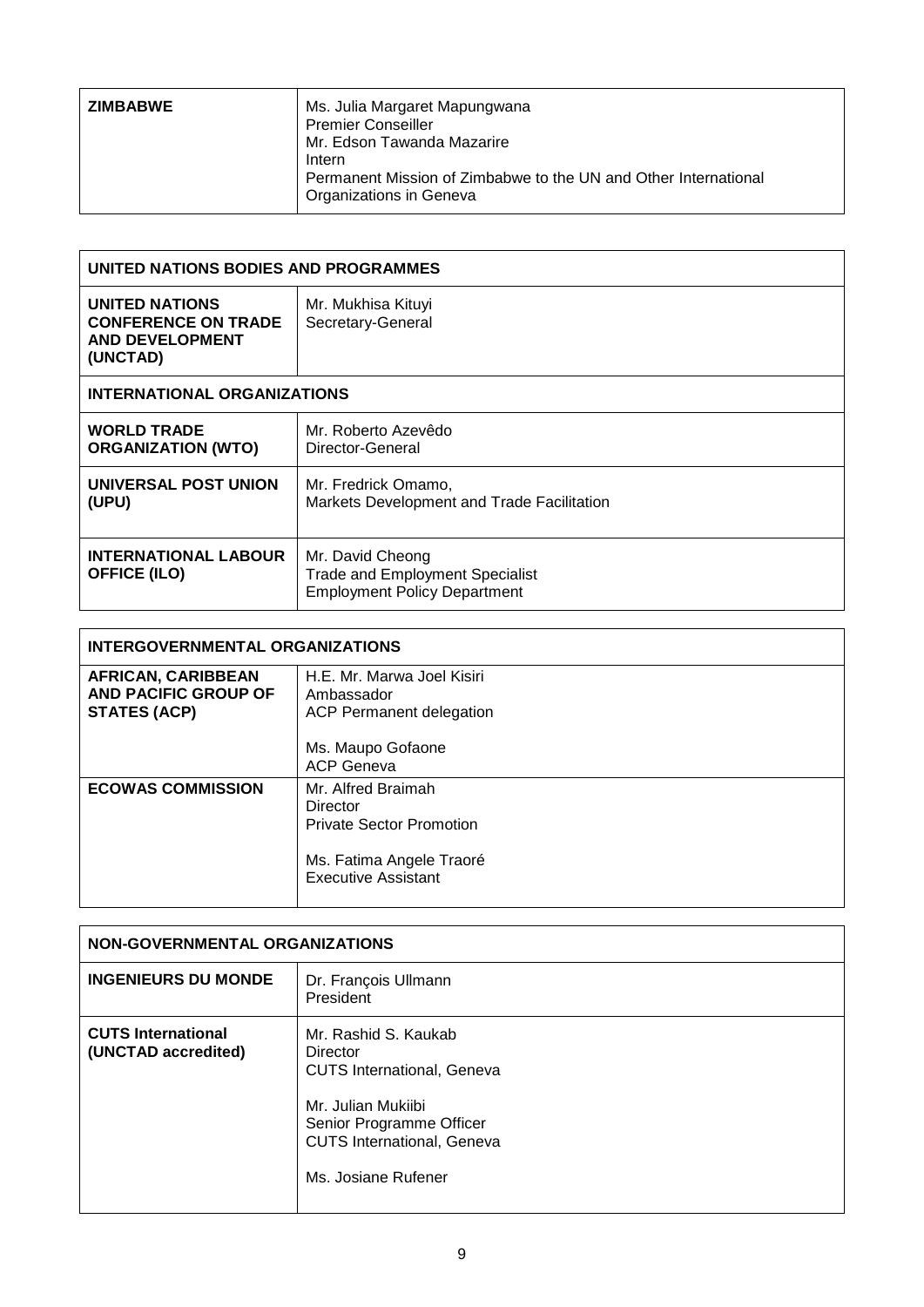| ZIMBABWE | Ms. Julia Margaret Mapungwana<br>Premier Conseiller<br>Mr. Edson Tawanda Mazarire<br>Intern<br>Permanent Mission of Zimbabwe to the UN and Other International Organizations in Geneva |
|---|---|

| UNITED NATIONS BODIES AND PROGRAMMES | |
|---|---|
| **UNITED NATIONS CONFERENCE ON TRADE AND DEVELOPMENT (UNCTAD)** | Mr. Mukhisa Kituyi<br>Secretary-General |
| **INTERNATIONAL ORGANIZATIONS** | |
| **WORLD TRADE ORGANIZATION (WTO)** | Mr. Roberto Azevêdo<br>Director-General |
| **UNIVERSAL POST UNION (UPU)** | Mr. Fredrick Omamo,<br>Markets Development and Trade Facilitation |
| **INTERNATIONAL LABOUR OFFICE (ILO)** | Mr. David Cheong<br>Trade and Employment Specialist<br>Employment Policy Department |

| INTERGOVERNMENTAL ORGANIZATIONS | |
|---|---|
| **AFRICAN, CARIBBEAN AND PACIFIC GROUP OF STATES (ACP)** | H.E. Mr. Marwa Joel Kisiri<br>Ambassador<br>ACP Permanent delegation<br><br>Ms. Maupo Gofaone<br>ACP Geneva |
| **ECOWAS COMMISSION** | Mr. Alfred Braimah<br>Director<br>Private Sector Promotion<br><br>Ms. Fatima Angele Traoré<br>Executive Assistant |

| NON-GOVERNMENTAL ORGANIZATIONS | |
|---|---|
| **INGENIEURS DU MONDE** | Dr. François Ullmann<br>President |
| **CUTS International (UNCTAD accredited)** | Mr. Rashid S. Kaukab<br>Director<br>CUTS International, Geneva<br><br>Mr. Julian Mukiibi<br>Senior Programme Officer<br>CUTS International, Geneva<br><br>Ms. Josiane Rufener |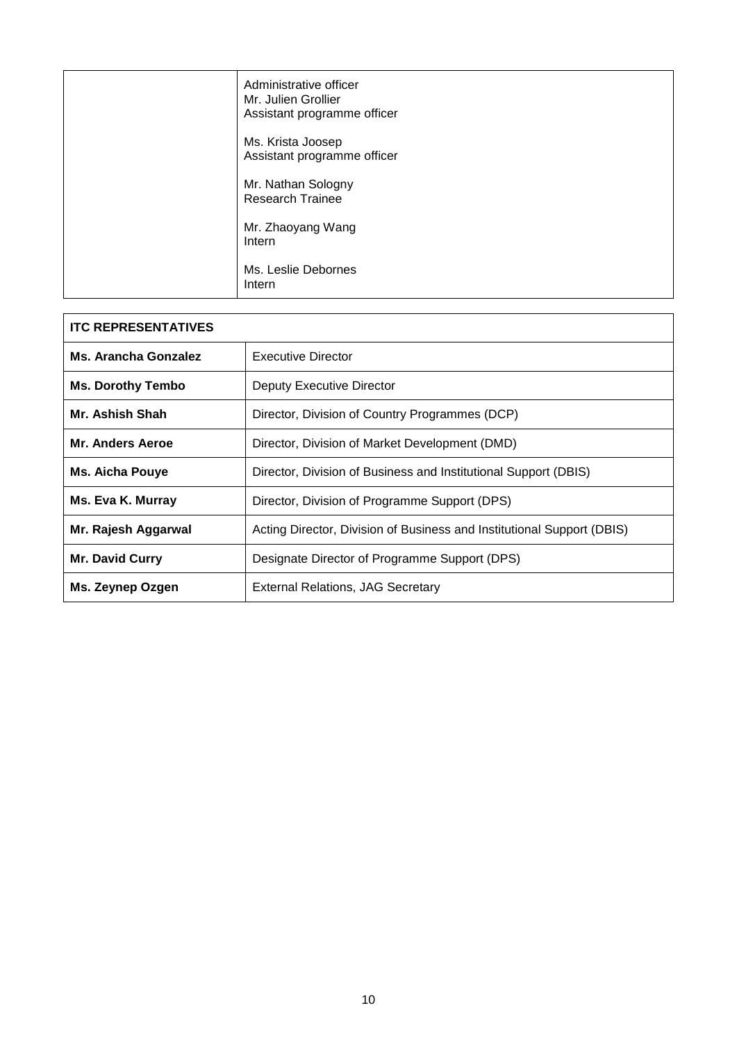| | |
|---|---|
| | Administrative officer<br>Mr. Julien Grollier<br>Assistant programme officer<br><br>Ms. Krista Joosep<br>Assistant programme officer<br><br>Mr. Nathan Sologny<br>Research Trainee<br><br>Mr. Zhaoyang Wang<br>Intern<br><br>Ms. Leslie Debornes<br>Intern |

| **ITC REPRESENTATIVES** | |
|---|---|
| **Ms. Arancha Gonzalez** | Executive Director |
| **Ms. Dorothy Tembo** | Deputy Executive Director |
| **Mr. Ashish Shah** | Director, Division of Country Programmes (DCP) |
| **Mr. Anders Aeroe** | Director, Division of Market Development (DMD) |
| **Ms. Aicha Pouye** | Director, Division of Business and Institutional Support (DBIS) |
| **Ms. Eva K. Murray** | Director, Division of Programme Support (DPS) |
| **Mr. Rajesh Aggarwal** | Acting Director, Division of Business and Institutional Support (DBIS) |
| **Mr. David Curry** | Designate Director of Programme Support (DPS) |
| **Ms. Zeynep Ozgen** | External Relations, JAG Secretary |